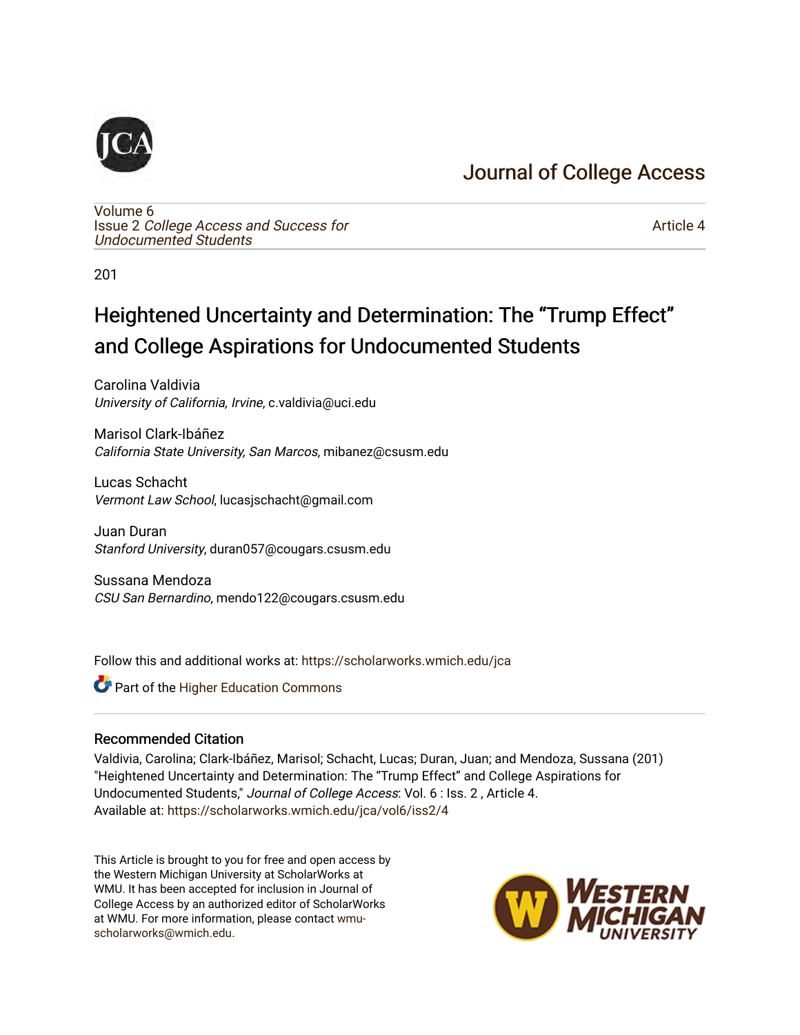# Journal of College Access

Volume 6
Issue 2 *College Access and Success for Undocumented Students*

Article 4

201

## Heightened Uncertainty and Determination: The "Trump Effect" and College Aspirations for Undocumented Students

Carolina Valdivia
*University of California, Irvine*, c.valdivia@uci.edu

Marisol Clark-Ibáñez
*California State University, San Marcos*, mibanez@csusm.edu

Lucas Schacht
*Vermont Law School*, lucasjschacht@gmail.com

Juan Duran
*Stanford University*, duran057@cougars.csusm.edu

Sussana Mendoza
*CSU San Bernardino*, mendo122@cougars.csusm.edu

Follow this and additional works at: https://scholarworks.wmich.edu/jca

Part of the Higher Education Commons

### Recommended Citation

Valdivia, Carolina; Clark-Ibáñez, Marisol; Schacht, Lucas; Duran, Juan; and Mendoza, Sussana (201) "Heightened Uncertainty and Determination: The "Trump Effect" and College Aspirations for Undocumented Students," *Journal of College Access*: Vol. 6 : Iss. 2 , Article 4.
Available at: https://scholarworks.wmich.edu/jca/vol6/iss2/4

This Article is brought to you for free and open access by the Western Michigan University at ScholarWorks at WMU. It has been accepted for inclusion in Journal of College Access by an authorized editor of ScholarWorks at WMU. For more information, please contact wmu-scholarworks@wmich.edu.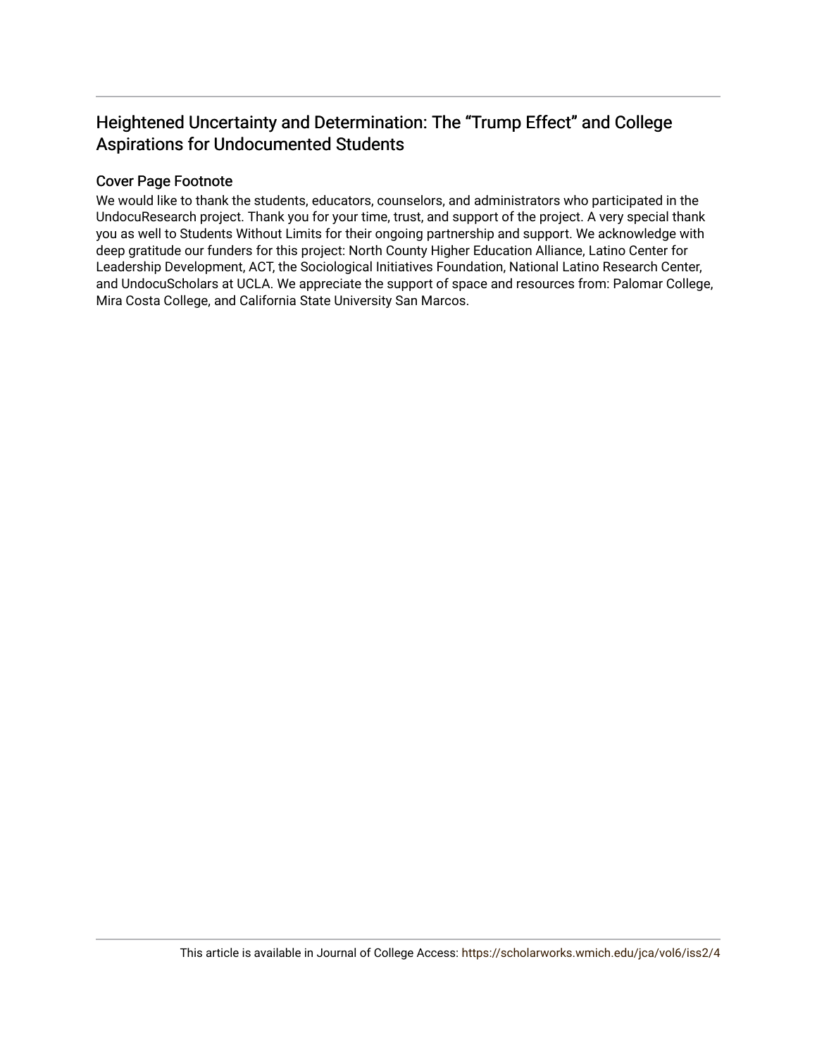# Heightened Uncertainty and Determination: The "Trump Effect" and College Aspirations for Undocumented Students

## Cover Page Footnote

We would like to thank the students, educators, counselors, and administrators who participated in the UndocuResearch project. Thank you for your time, trust, and support of the project. A very special thank you as well to Students Without Limits for their ongoing partnership and support. We acknowledge with deep gratitude our funders for this project: North County Higher Education Alliance, Latino Center for Leadership Development, ACT, the Sociological Initiatives Foundation, National Latino Research Center, and UndocuScholars at UCLA. We appreciate the support of space and resources from: Palomar College, Mira Costa College, and California State University San Marcos.

This article is available in Journal of College Access: https://scholarworks.wmich.edu/jca/vol6/iss2/4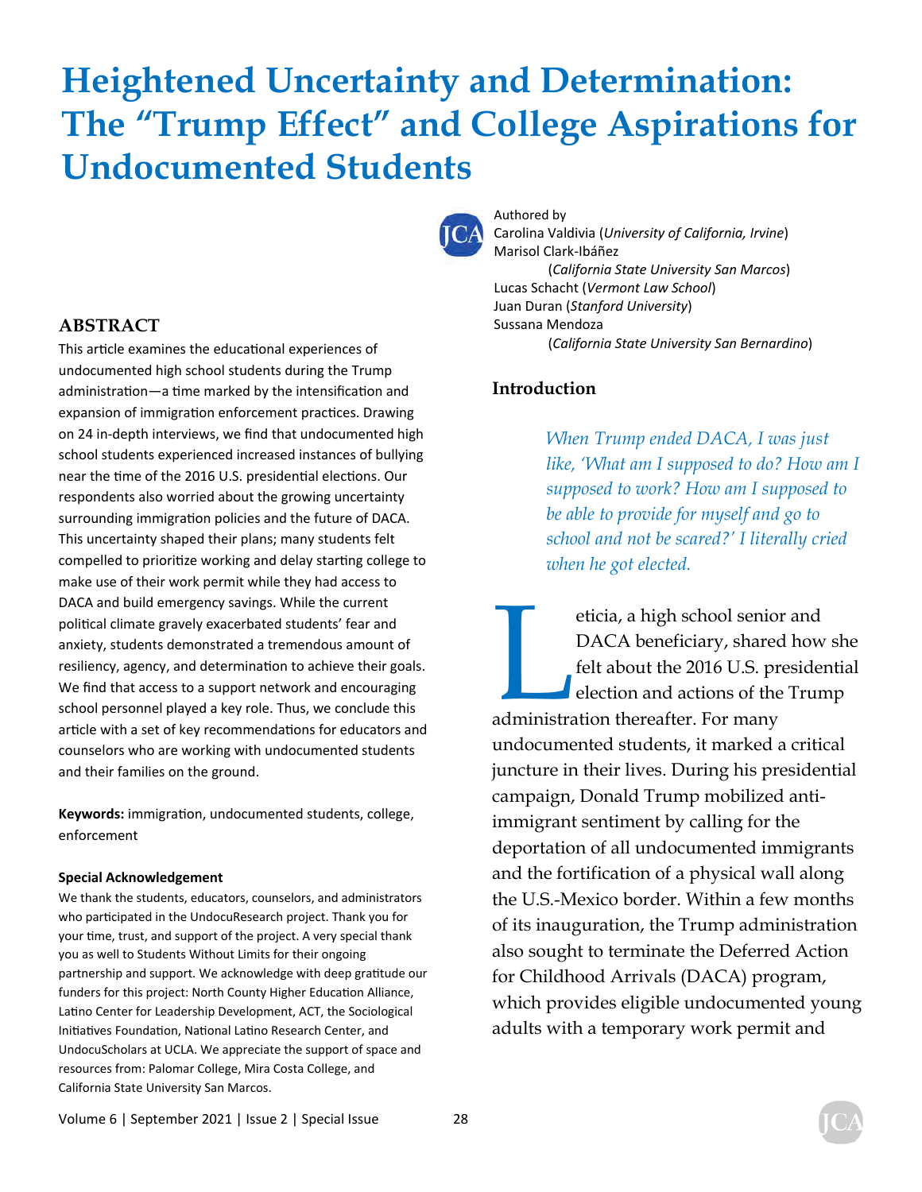# Heightened Uncertainty and Determination: The "Trump Effect" and College Aspirations for Undocumented Students

Authored by
Carolina Valdivia (*University of California, Irvine*)
Marisol Clark-Ibáñez (*California State University San Marcos*)
Lucas Schacht (*Vermont Law School*)
Juan Duran (*Stanford University*)
Sussana Mendoza (*California State University San Bernardino*)

## ABSTRACT

This article examines the educational experiences of undocumented high school students during the Trump administration—a time marked by the intensification and expansion of immigration enforcement practices. Drawing on 24 in-depth interviews, we find that undocumented high school students experienced increased instances of bullying near the time of the 2016 U.S. presidential elections. Our respondents also worried about the growing uncertainty surrounding immigration policies and the future of DACA. This uncertainty shaped their plans; many students felt compelled to prioritize working and delay starting college to make use of their work permit while they had access to DACA and build emergency savings. While the current political climate gravely exacerbated students' fear and anxiety, students demonstrated a tremendous amount of resiliency, agency, and determination to achieve their goals. We find that access to a support network and encouraging school personnel played a key role. Thus, we conclude this article with a set of key recommendations for educators and counselors who are working with undocumented students and their families on the ground.

**Keywords:** immigration, undocumented students, college, enforcement

**Special Acknowledgement**

We thank the students, educators, counselors, and administrators who participated in the UndocuResearch project. Thank you for your time, trust, and support of the project. A very special thank you as well to Students Without Limits for their ongoing partnership and support. We acknowledge with deep gratitude our funders for this project: North County Higher Education Alliance, Latino Center for Leadership Development, ACT, the Sociological Initiatives Foundation, National Latino Research Center, and UndocuScholars at UCLA. We appreciate the support of space and resources from: Palomar College, Mira Costa College, and California State University San Marcos.

## Introduction

> *When Trump ended DACA, I was just like, 'What am I supposed to do? How am I supposed to work? How am I supposed to be able to provide for myself and go to school and not be scared?' I literally cried when he got elected.*

Leticia, a high school senior and DACA beneficiary, shared how she felt about the 2016 U.S. presidential election and actions of the Trump administration thereafter. For many undocumented students, it marked a critical juncture in their lives. During his presidential campaign, Donald Trump mobilized anti-immigrant sentiment by calling for the deportation of all undocumented immigrants and the fortification of a physical wall along the U.S.-Mexico border. Within a few months of its inauguration, the Trump administration also sought to terminate the Deferred Action for Childhood Arrivals (DACA) program, which provides eligible undocumented young adults with a temporary work permit and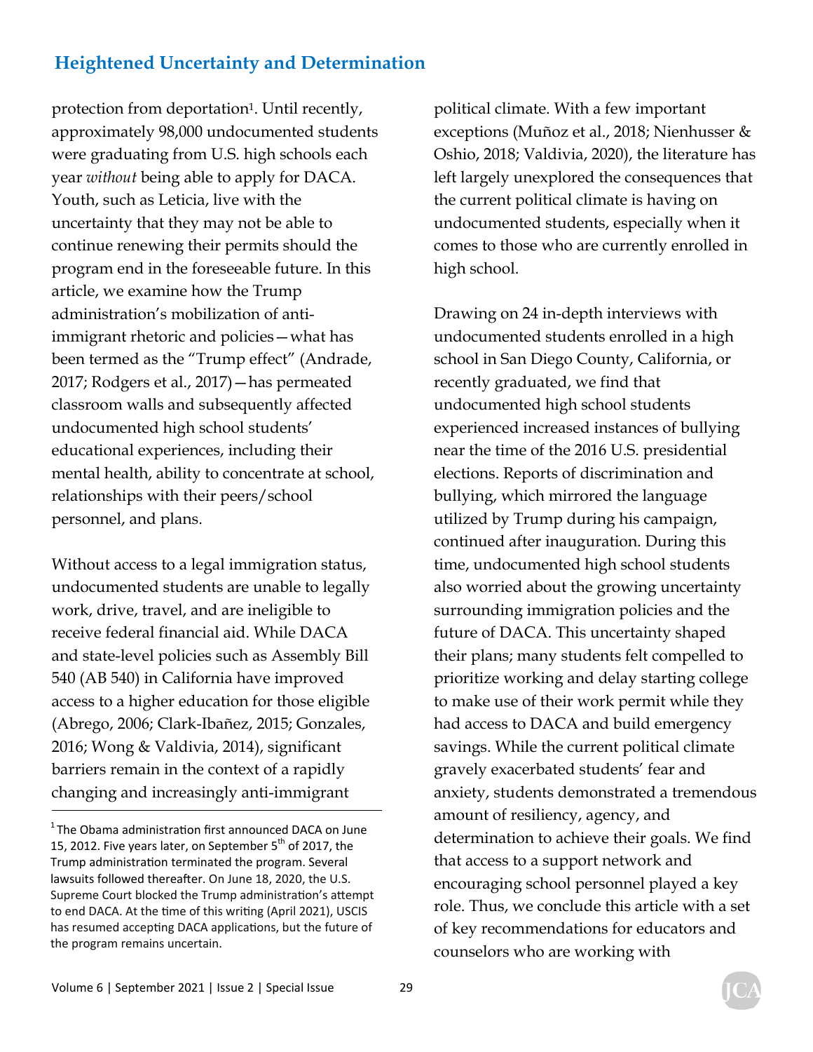protection from deportation[1]. Until recently, approximately 98,000 undocumented students were graduating from U.S. high schools each year *without* being able to apply for DACA. Youth, such as Leticia, live with the uncertainty that they may not be able to continue renewing their permits should the program end in the foreseeable future. In this article, we examine how the Trump administration's mobilization of anti-immigrant rhetoric and policies—what has been termed as the "Trump effect" (Andrade, 2017; Rodgers et al., 2017)—has permeated classroom walls and subsequently affected undocumented high school students' educational experiences, including their mental health, ability to concentrate at school, relationships with their peers/school personnel, and plans.

Without access to a legal immigration status, undocumented students are unable to legally work, drive, travel, and are ineligible to receive federal financial aid. While DACA and state-level policies such as Assembly Bill 540 (AB 540) in California have improved access to a higher education for those eligible (Abrego, 2006; Clark-Ibañez, 2015; Gonzales, 2016; Wong & Valdivia, 2014), significant barriers remain in the context of a rapidly changing and increasingly anti-immigrant political climate. With a few important exceptions (Muñoz et al., 2018; Nienhusser & Oshio, 2018; Valdivia, 2020), the literature has left largely unexplored the consequences that the current political climate is having on undocumented students, especially when it comes to those who are currently enrolled in high school.

Drawing on 24 in-depth interviews with undocumented students enrolled in a high school in San Diego County, California, or recently graduated, we find that undocumented high school students experienced increased instances of bullying near the time of the 2016 U.S. presidential elections. Reports of discrimination and bullying, which mirrored the language utilized by Trump during his campaign, continued after inauguration. During this time, undocumented high school students also worried about the growing uncertainty surrounding immigration policies and the future of DACA. This uncertainty shaped their plans; many students felt compelled to prioritize working and delay starting college to make use of their work permit while they had access to DACA and build emergency savings. While the current political climate gravely exacerbated students' fear and anxiety, students demonstrated a tremendous amount of resiliency, agency, and determination to achieve their goals. We find that access to a support network and encouraging school personnel played a key role. Thus, we conclude this article with a set of key recommendations for educators and counselors who are working with

---

[1] The Obama administration first announced DACA on June 15, 2012. Five years later, on September 5th of 2017, the Trump administration terminated the program. Several lawsuits followed thereafter. On June 18, 2020, the U.S. Supreme Court blocked the Trump administration's attempt to end DACA. At the time of this writing (April 2021), USCIS has resumed accepting DACA applications, but the future of the program remains uncertain.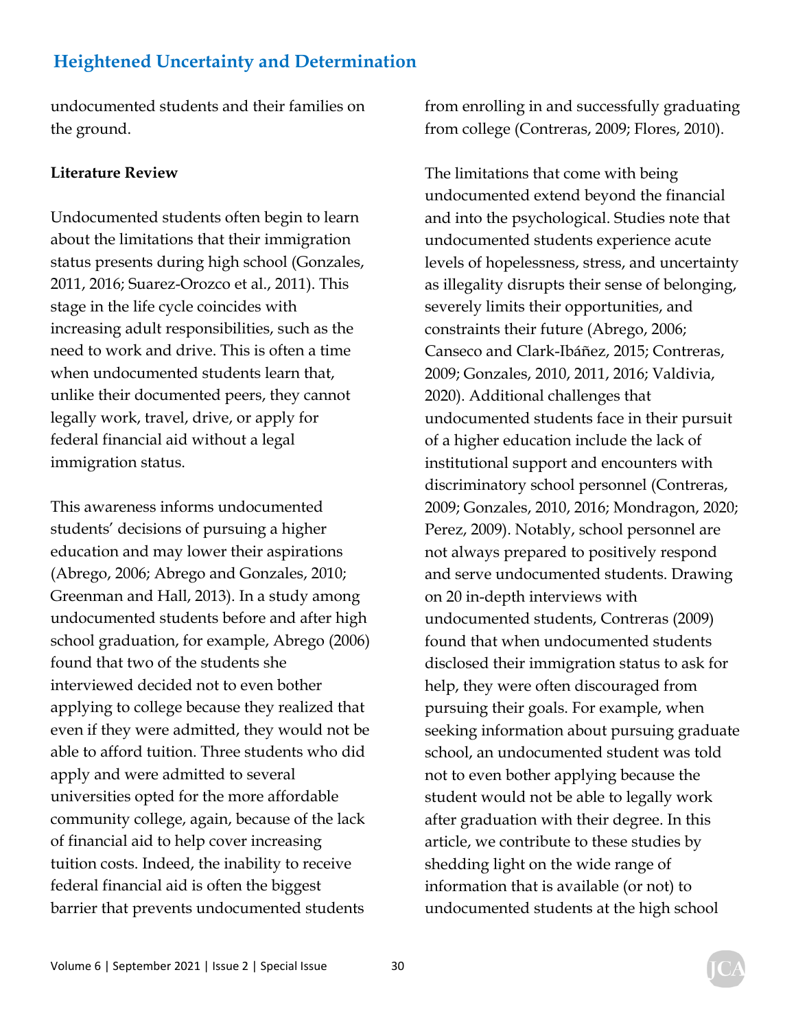undocumented students and their families on the ground.

**Literature Review**

Undocumented students often begin to learn about the limitations that their immigration status presents during high school (Gonzales, 2011, 2016; Suarez-Orozco et al., 2011). This stage in the life cycle coincides with increasing adult responsibilities, such as the need to work and drive. This is often a time when undocumented students learn that, unlike their documented peers, they cannot legally work, travel, drive, or apply for federal financial aid without a legal immigration status.

This awareness informs undocumented students' decisions of pursuing a higher education and may lower their aspirations (Abrego, 2006; Abrego and Gonzales, 2010; Greenman and Hall, 2013). In a study among undocumented students before and after high school graduation, for example, Abrego (2006) found that two of the students she interviewed decided not to even bother applying to college because they realized that even if they were admitted, they would not be able to afford tuition. Three students who did apply and were admitted to several universities opted for the more affordable community college, again, because of the lack of financial aid to help cover increasing tuition costs. Indeed, the inability to receive federal financial aid is often the biggest barrier that prevents undocumented students from enrolling in and successfully graduating from college (Contreras, 2009; Flores, 2010).

The limitations that come with being undocumented extend beyond the financial and into the psychological. Studies note that undocumented students experience acute levels of hopelessness, stress, and uncertainty as illegality disrupts their sense of belonging, severely limits their opportunities, and constraints their future (Abrego, 2006; Canseco and Clark-Ibáñez, 2015; Contreras, 2009; Gonzales, 2010, 2011, 2016; Valdivia, 2020). Additional challenges that undocumented students face in their pursuit of a higher education include the lack of institutional support and encounters with discriminatory school personnel (Contreras, 2009; Gonzales, 2010, 2016; Mondragon, 2020; Perez, 2009). Notably, school personnel are not always prepared to positively respond and serve undocumented students. Drawing on 20 in-depth interviews with undocumented students, Contreras (2009) found that when undocumented students disclosed their immigration status to ask for help, they were often discouraged from pursuing their goals. For example, when seeking information about pursuing graduate school, an undocumented student was told not to even bother applying because the student would not be able to legally work after graduation with their degree. In this article, we contribute to these studies by shedding light on the wide range of information that is available (or not) to undocumented students at the high school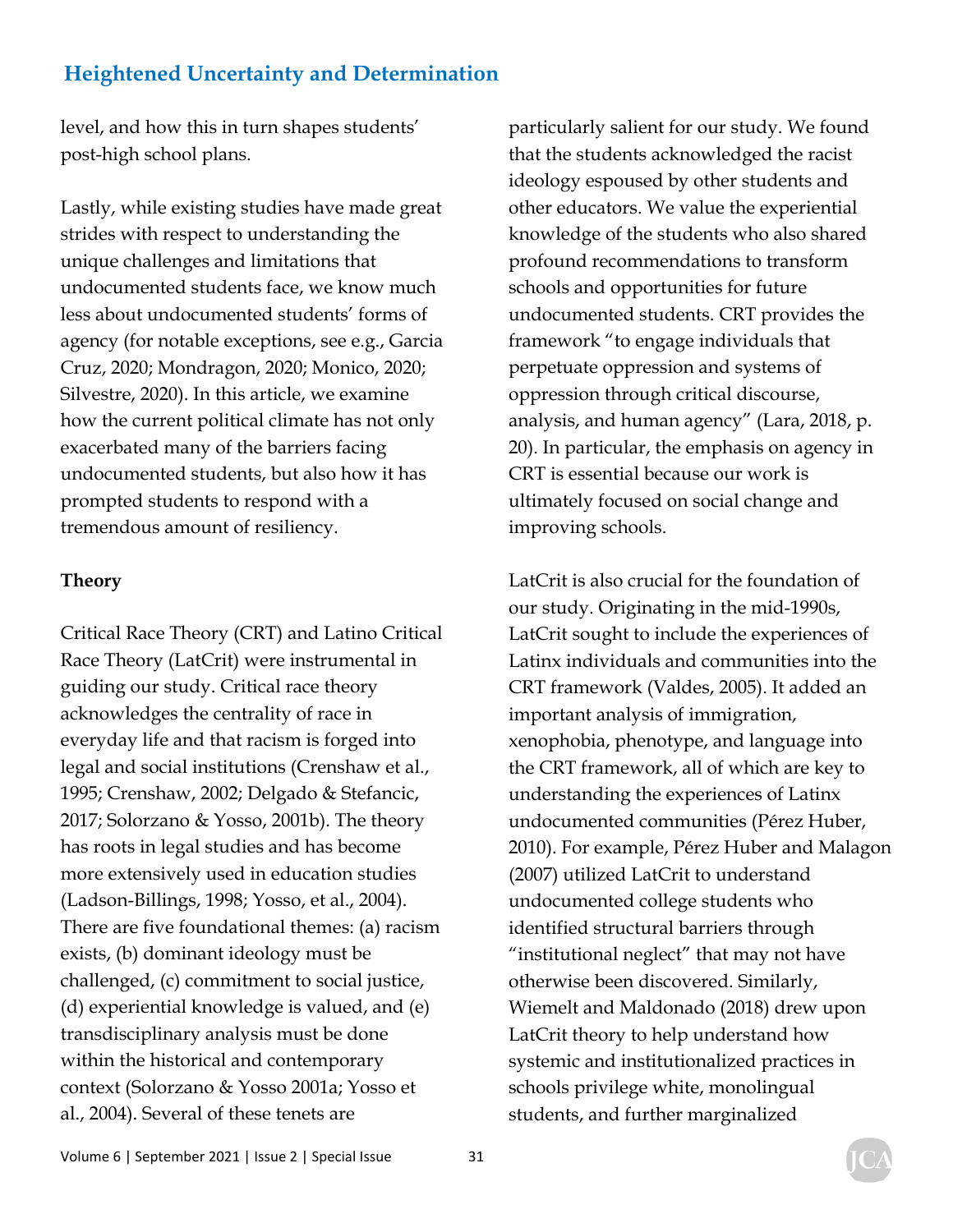level, and how this in turn shapes students' post-high school plans.

Lastly, while existing studies have made great strides with respect to understanding the unique challenges and limitations that undocumented students face, we know much less about undocumented students' forms of agency (for notable exceptions, see e.g., Garcia Cruz, 2020; Mondragon, 2020; Monico, 2020; Silvestre, 2020). In this article, we examine how the current political climate has not only exacerbated many of the barriers facing undocumented students, but also how it has prompted students to respond with a tremendous amount of resiliency.

**Theory**

Critical Race Theory (CRT) and Latino Critical Race Theory (LatCrit) were instrumental in guiding our study. Critical race theory acknowledges the centrality of race in everyday life and that racism is forged into legal and social institutions (Crenshaw et al., 1995; Crenshaw, 2002; Delgado & Stefancic, 2017; Solorzano & Yosso, 2001b). The theory has roots in legal studies and has become more extensively used in education studies (Ladson-Billings, 1998; Yosso, et al., 2004). There are five foundational themes: (a) racism exists, (b) dominant ideology must be challenged, (c) commitment to social justice, (d) experiential knowledge is valued, and (e) transdisciplinary analysis must be done within the historical and contemporary context (Solorzano & Yosso 2001a; Yosso et al., 2004). Several of these tenets are particularly salient for our study. We found that the students acknowledged the racist ideology espoused by other students and other educators. We value the experiential knowledge of the students who also shared profound recommendations to transform schools and opportunities for future undocumented students. CRT provides the framework "to engage individuals that perpetuate oppression and systems of oppression through critical discourse, analysis, and human agency" (Lara, 2018, p. 20). In particular, the emphasis on agency in CRT is essential because our work is ultimately focused on social change and improving schools.

LatCrit is also crucial for the foundation of our study. Originating in the mid-1990s, LatCrit sought to include the experiences of Latinx individuals and communities into the CRT framework (Valdes, 2005). It added an important analysis of immigration, xenophobia, phenotype, and language into the CRT framework, all of which are key to understanding the experiences of Latinx undocumented communities (Pérez Huber, 2010). For example, Pérez Huber and Malagon (2007) utilized LatCrit to understand undocumented college students who identified structural barriers through "institutional neglect" that may not have otherwise been discovered. Similarly, Wiemelt and Maldonado (2018) drew upon LatCrit theory to help understand how systemic and institutionalized practices in schools privilege white, monolingual students, and further marginalized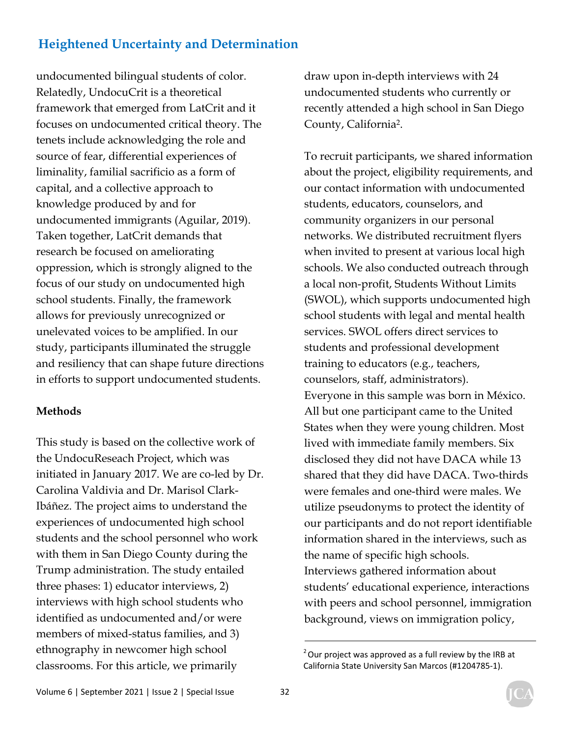undocumented bilingual students of color. Relatedly, UndocuCrit is a theoretical framework that emerged from LatCrit and it focuses on undocumented critical theory. The tenets include acknowledging the role and source of fear, differential experiences of liminality, familial sacrificio as a form of capital, and a collective approach to knowledge produced by and for undocumented immigrants (Aguilar, 2019). Taken together, LatCrit demands that research be focused on ameliorating oppression, which is strongly aligned to the focus of our study on undocumented high school students. Finally, the framework allows for previously unrecognized or unelevated voices to be amplified. In our study, participants illuminated the struggle and resiliency that can shape future directions in efforts to support undocumented students.

**Methods**

This study is based on the collective work of the UndocuReseach Project, which was initiated in January 2017. We are co-led by Dr. Carolina Valdivia and Dr. Marisol Clark-Ibáñez. The project aims to understand the experiences of undocumented high school students and the school personnel who work with them in San Diego County during the Trump administration. The study entailed three phases: 1) educator interviews, 2) interviews with high school students who identified as undocumented and/or were members of mixed-status families, and 3) ethnography in newcomer high school classrooms. For this article, we primarily draw upon in-depth interviews with 24 undocumented students who currently or recently attended a high school in San Diego County, California[2].

To recruit participants, we shared information about the project, eligibility requirements, and our contact information with undocumented students, educators, counselors, and community organizers in our personal networks. We distributed recruitment flyers when invited to present at various local high schools. We also conducted outreach through a local non-profit, Students Without Limits (SWOL), which supports undocumented high school students with legal and mental health services. SWOL offers direct services to students and professional development training to educators (e.g., teachers, counselors, staff, administrators). Everyone in this sample was born in México. All but one participant came to the United States when they were young children. Most lived with immediate family members. Six disclosed they did not have DACA while 13 shared that they did have DACA. Two-thirds were females and one-third were males. We utilize pseudonyms to protect the identity of our participants and do not report identifiable information shared in the interviews, such as the name of specific high schools. Interviews gathered information about students' educational experience, interactions with peers and school personnel, immigration background, views on immigration policy,

[2] Our project was approved as a full review by the IRB at California State University San Marcos (#1204785-1).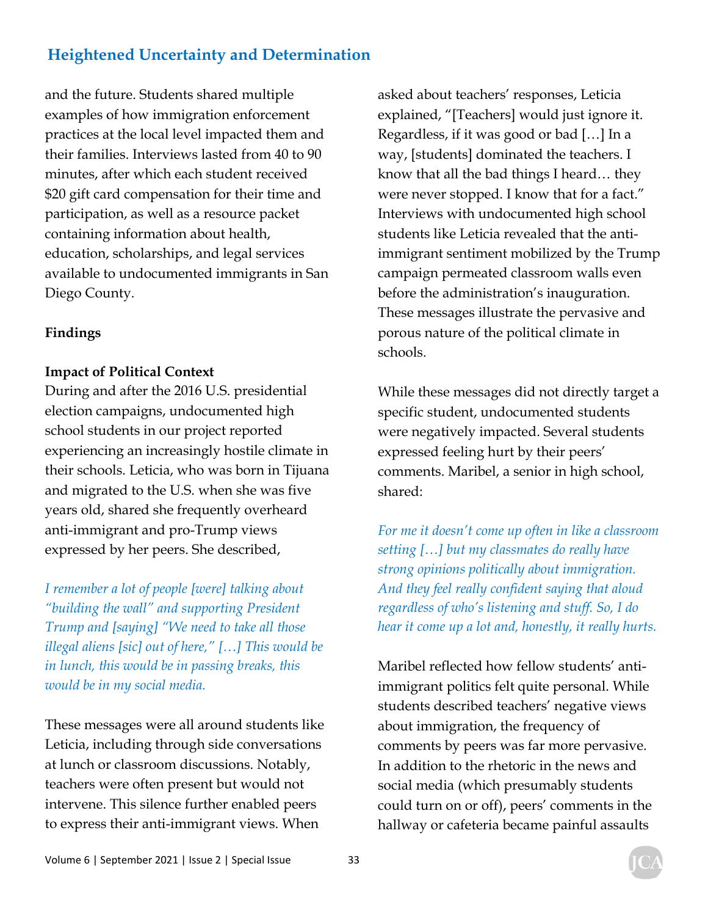and the future. Students shared multiple examples of how immigration enforcement practices at the local level impacted them and their families. Interviews lasted from 40 to 90 minutes, after which each student received $20 gift card compensation for their time and participation, as well as a resource packet containing information about health, education, scholarships, and legal services available to undocumented immigrants in San Diego County.

**Findings**

**Impact of Political Context**

During and after the 2016 U.S. presidential election campaigns, undocumented high school students in our project reported experiencing an increasingly hostile climate in their schools. Leticia, who was born in Tijuana and migrated to the U.S. when she was five years old, shared she frequently overheard anti-immigrant and pro-Trump views expressed by her peers. She described,

*I remember a lot of people [were] talking about "building the wall" and supporting President Trump and [saying] "We need to take all those illegal aliens [sic] out of here," […] This would be in lunch, this would be in passing breaks, this would be in my social media.*

These messages were all around students like Leticia, including through side conversations at lunch or classroom discussions. Notably, teachers were often present but would not intervene. This silence further enabled peers to express their anti-immigrant views. When asked about teachers' responses, Leticia explained, "[Teachers] would just ignore it. Regardless, if it was good or bad […] In a way, [students] dominated the teachers. I know that all the bad things I heard… they were never stopped. I know that for a fact." Interviews with undocumented high school students like Leticia revealed that the anti-immigrant sentiment mobilized by the Trump campaign permeated classroom walls even before the administration's inauguration. These messages illustrate the pervasive and porous nature of the political climate in schools.

While these messages did not directly target a specific student, undocumented students were negatively impacted. Several students expressed feeling hurt by their peers' comments. Maribel, a senior in high school, shared:

*For me it doesn't come up often in like a classroom setting […] but my classmates do really have strong opinions politically about immigration. And they feel really confident saying that aloud regardless of who's listening and stuff. So, I do hear it come up a lot and, honestly, it really hurts.*

Maribel reflected how fellow students' anti-immigrant politics felt quite personal. While students described teachers' negative views about immigration, the frequency of comments by peers was far more pervasive. In addition to the rhetoric in the news and social media (which presumably students could turn on or off), peers' comments in the hallway or cafeteria became painful assaults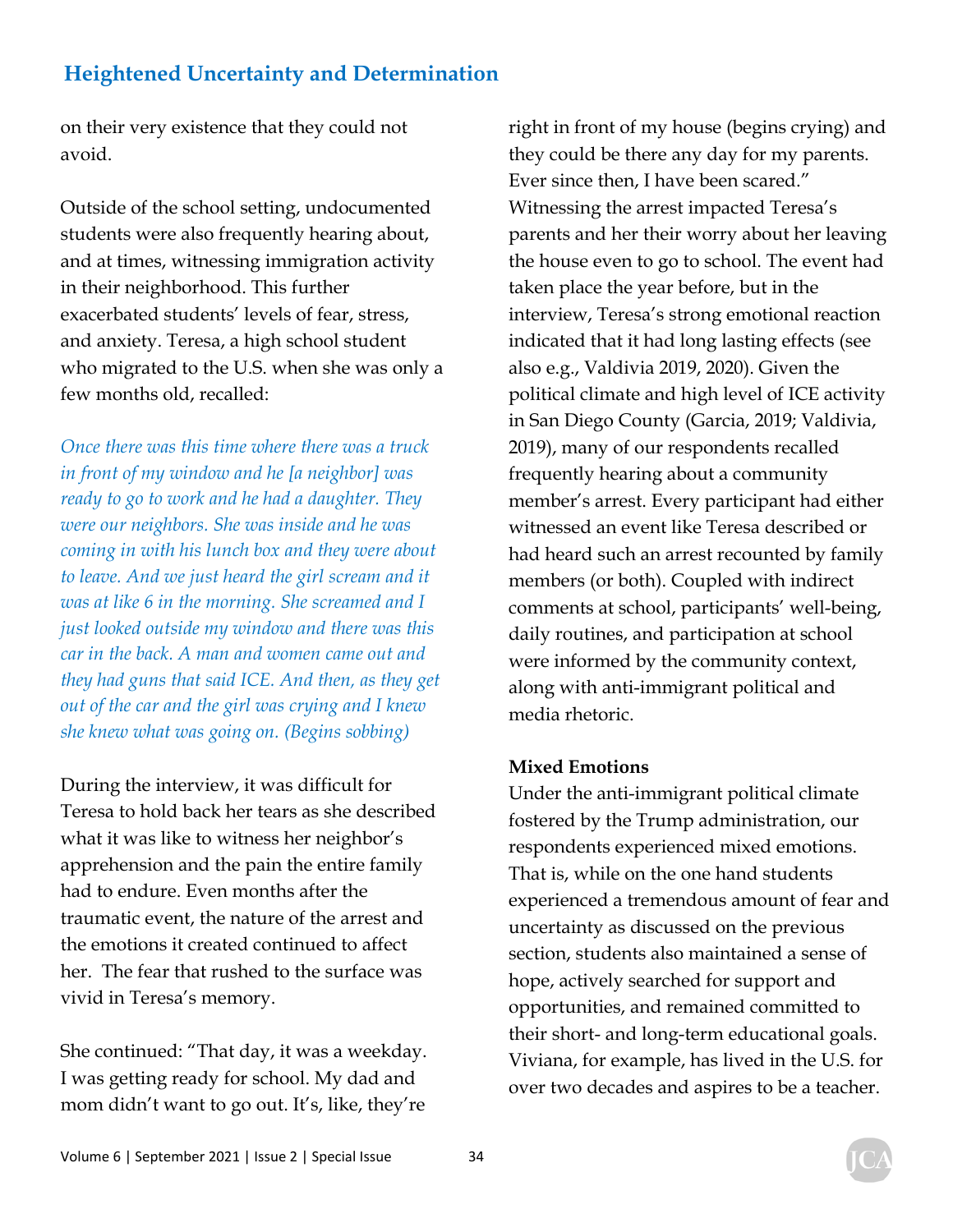on their very existence that they could not avoid.

Outside of the school setting, undocumented students were also frequently hearing about, and at times, witnessing immigration activity in their neighborhood. This further exacerbated students' levels of fear, stress, and anxiety. Teresa, a high school student who migrated to the U.S. when she was only a few months old, recalled:

*Once there was this time where there was a truck in front of my window and he [a neighbor] was ready to go to work and he had a daughter. They were our neighbors. She was inside and he was coming in with his lunch box and they were about to leave. And we just heard the girl scream and it was at like 6 in the morning. She screamed and I just looked outside my window and there was this car in the back. A man and women came out and they had guns that said ICE. And then, as they get out of the car and the girl was crying and I knew she knew what was going on. (Begins sobbing)*

During the interview, it was difficult for Teresa to hold back her tears as she described what it was like to witness her neighbor's apprehension and the pain the entire family had to endure. Even months after the traumatic event, the nature of the arrest and the emotions it created continued to affect her. The fear that rushed to the surface was vivid in Teresa's memory.

She continued: "That day, it was a weekday. I was getting ready for school. My dad and mom didn't want to go out. It's, like, they're right in front of my house (begins crying) and they could be there any day for my parents. Ever since then, I have been scared." Witnessing the arrest impacted Teresa's parents and her their worry about her leaving the house even to go to school. The event had taken place the year before, but in the interview, Teresa's strong emotional reaction indicated that it had long lasting effects (see also e.g., Valdivia 2019, 2020). Given the political climate and high level of ICE activity in San Diego County (Garcia, 2019; Valdivia, 2019), many of our respondents recalled frequently hearing about a community member's arrest. Every participant had either witnessed an event like Teresa described or had heard such an arrest recounted by family members (or both). Coupled with indirect comments at school, participants' well-being, daily routines, and participation at school were informed by the community context, along with anti-immigrant political and media rhetoric.

**Mixed Emotions**

Under the anti-immigrant political climate fostered by the Trump administration, our respondents experienced mixed emotions. That is, while on the one hand students experienced a tremendous amount of fear and uncertainty as discussed on the previous section, students also maintained a sense of hope, actively searched for support and opportunities, and remained committed to their short- and long-term educational goals. Viviana, for example, has lived in the U.S. for over two decades and aspires to be a teacher.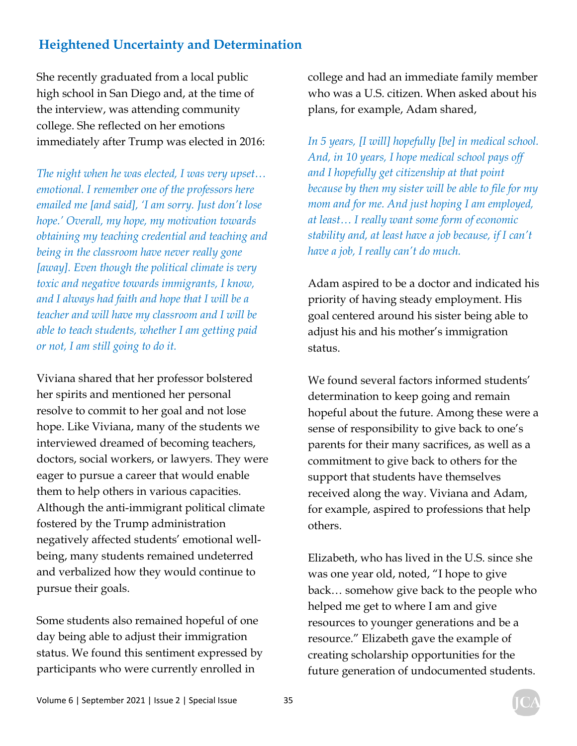## Heightened Uncertainty and Determination

She recently graduated from a local public high school in San Diego and, at the time of the interview, was attending community college. She reflected on her emotions immediately after Trump was elected in 2016:

> *The night when he was elected, I was very upset… emotional. I remember one of the professors here emailed me [and said], 'I am sorry. Just don't lose hope.' Overall, my hope, my motivation towards obtaining my teaching credential and teaching and being in the classroom have never really gone [away]. Even though the political climate is very toxic and negative towards immigrants, I know, and I always had faith and hope that I will be a teacher and will have my classroom and I will be able to teach students, whether I am getting paid or not, I am still going to do it.*

Viviana shared that her professor bolstered her spirits and mentioned her personal resolve to commit to her goal and not lose hope. Like Viviana, many of the students we interviewed dreamed of becoming teachers, doctors, social workers, or lawyers. They were eager to pursue a career that would enable them to help others in various capacities. Although the anti-immigrant political climate fostered by the Trump administration negatively affected students' emotional well-being, many students remained undeterred and verbalized how they would continue to pursue their goals.

Some students also remained hopeful of one day being able to adjust their immigration status. We found this sentiment expressed by participants who were currently enrolled in college and had an immediate family member who was a U.S. citizen. When asked about his plans, for example, Adam shared,

> *In 5 years, [I will] hopefully [be] in medical school. And, in 10 years, I hope medical school pays off and I hopefully get citizenship at that point because by then my sister will be able to file for my mom and for me. And just hoping I am employed, at least… I really want some form of economic stability and, at least have a job because, if I can't have a job, I really can't do much.*

Adam aspired to be a doctor and indicated his priority of having steady employment. His goal centered around his sister being able to adjust his and his mother's immigration status.

We found several factors informed students' determination to keep going and remain hopeful about the future. Among these were a sense of responsibility to give back to one's parents for their many sacrifices, as well as a commitment to give back to others for the support that students have themselves received along the way. Viviana and Adam, for example, aspired to professions that help others.

Elizabeth, who has lived in the U.S. since she was one year old, noted, "I hope to give back… somehow give back to the people who helped me get to where I am and give resources to younger generations and be a resource." Elizabeth gave the example of creating scholarship opportunities for the future generation of undocumented students.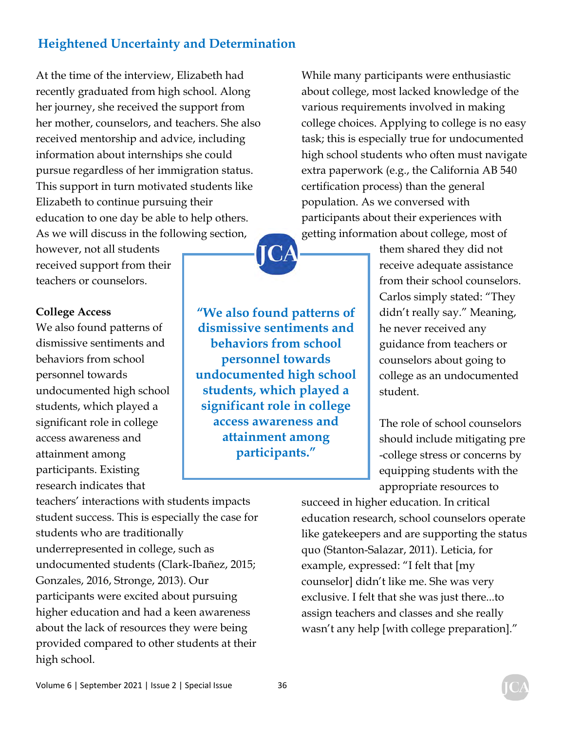## Heightened Uncertainty and Determination

At the time of the interview, Elizabeth had recently graduated from high school. Along her journey, she received the support from her mother, counselors, and teachers. She also received mentorship and advice, including information about internships she could pursue regardless of her immigration status. This support in turn motivated students like Elizabeth to continue pursuing their education to one day be able to help others. As we will discuss in the following section, however, not all students received support from their teachers or counselors.

**College Access**

We also found patterns of dismissive sentiments and behaviors from school personnel towards undocumented high school students, which played a significant role in college access awareness and attainment among participants. Existing research indicates that teachers' interactions with students impacts student success. This is especially the case for students who are traditionally underrepresented in college, such as undocumented students (Clark-Ibañez, 2015; Gonzales, 2016, Stronge, 2013). Our participants were excited about pursuing higher education and had a keen awareness about the lack of resources they were being provided compared to other students at their high school.

> **"We also found patterns of dismissive sentiments and behaviors from school personnel towards undocumented high school students, which played a significant role in college access awareness and attainment among participants."**

While many participants were enthusiastic about college, most lacked knowledge of the various requirements involved in making college choices. Applying to college is no easy task; this is especially true for undocumented high school students who often must navigate extra paperwork (e.g., the California AB 540 certification process) than the general population. As we conversed with participants about their experiences with getting information about college, most of them shared they did not receive adequate assistance from their school counselors. Carlos simply stated: "They didn't really say." Meaning, he never received any guidance from teachers or counselors about going to college as an undocumented student.

The role of school counselors should include mitigating pre-college stress or concerns by equipping students with the appropriate resources to succeed in higher education. In critical education research, school counselors operate like gatekeepers and are supporting the status quo (Stanton-Salazar, 2011). Leticia, for example, expressed: "I felt that [my counselor] didn't like me. She was very exclusive. I felt that she was just there...to assign teachers and classes and she really wasn't any help [with college preparation]."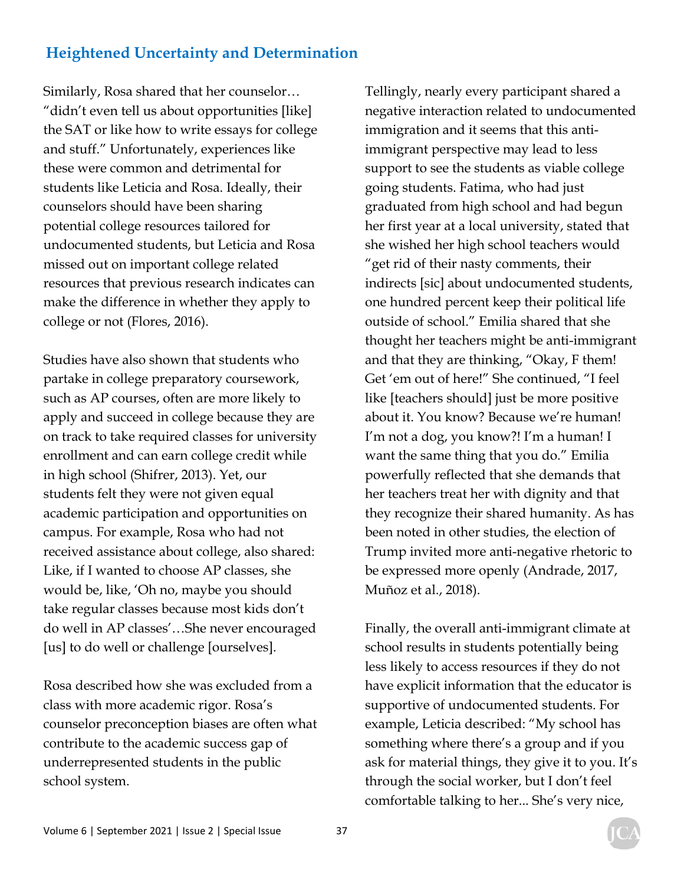## Heightened Uncertainty and Determination

Similarly, Rosa shared that her counselor… "didn't even tell us about opportunities [like] the SAT or like how to write essays for college and stuff." Unfortunately, experiences like these were common and detrimental for students like Leticia and Rosa. Ideally, their counselors should have been sharing potential college resources tailored for undocumented students, but Leticia and Rosa missed out on important college related resources that previous research indicates can make the difference in whether they apply to college or not (Flores, 2016).

Studies have also shown that students who partake in college preparatory coursework, such as AP courses, often are more likely to apply and succeed in college because they are on track to take required classes for university enrollment and can earn college credit while in high school (Shifrer, 2013). Yet, our students felt they were not given equal academic participation and opportunities on campus. For example, Rosa who had not received assistance about college, also shared: Like, if I wanted to choose AP classes, she would be, like, 'Oh no, maybe you should take regular classes because most kids don't do well in AP classes'…She never encouraged [us] to do well or challenge [ourselves].

Rosa described how she was excluded from a class with more academic rigor. Rosa's counselor preconception biases are often what contribute to the academic success gap of underrepresented students in the public school system.

Tellingly, nearly every participant shared a negative interaction related to undocumented immigration and it seems that this anti-immigrant perspective may lead to less support to see the students as viable college going students. Fatima, who had just graduated from high school and had begun her first year at a local university, stated that she wished her high school teachers would "get rid of their nasty comments, their indirects [sic] about undocumented students, one hundred percent keep their political life outside of school." Emilia shared that she thought her teachers might be anti-immigrant and that they are thinking, "Okay, F them! Get 'em out of here!" She continued, "I feel like [teachers should] just be more positive about it. You know? Because we're human! I'm not a dog, you know?! I'm a human! I want the same thing that you do." Emilia powerfully reflected that she demands that her teachers treat her with dignity and that they recognize their shared humanity. As has been noted in other studies, the election of Trump invited more anti-negative rhetoric to be expressed more openly (Andrade, 2017, Muñoz et al., 2018).

Finally, the overall anti-immigrant climate at school results in students potentially being less likely to access resources if they do not have explicit information that the educator is supportive of undocumented students. For example, Leticia described: "My school has something where there's a group and if you ask for material things, they give it to you. It's through the social worker, but I don't feel comfortable talking to her... She's very nice,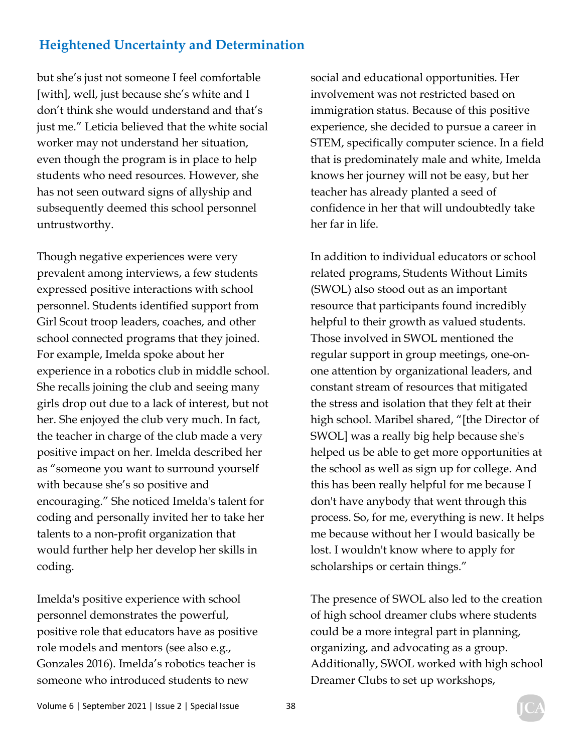## Heightened Uncertainty and Determination

but she's just not someone I feel comfortable [with], well, just because she's white and I don't think she would understand and that's just me." Leticia believed that the white social worker may not understand her situation, even though the program is in place to help students who need resources. However, she has not seen outward signs of allyship and subsequently deemed this school personnel untrustworthy.

Though negative experiences were very prevalent among interviews, a few students expressed positive interactions with school personnel. Students identified support from Girl Scout troop leaders, coaches, and other school connected programs that they joined. For example, Imelda spoke about her experience in a robotics club in middle school. She recalls joining the club and seeing many girls drop out due to a lack of interest, but not her. She enjoyed the club very much. In fact, the teacher in charge of the club made a very positive impact on her. Imelda described her as "someone you want to surround yourself with because she's so positive and encouraging." She noticed Imelda's talent for coding and personally invited her to take her talents to a non-profit organization that would further help her develop her skills in coding.

Imelda's positive experience with school personnel demonstrates the powerful, positive role that educators have as positive role models and mentors (see also e.g., Gonzales 2016). Imelda's robotics teacher is someone who introduced students to new social and educational opportunities. Her involvement was not restricted based on immigration status. Because of this positive experience, she decided to pursue a career in STEM, specifically computer science. In a field that is predominately male and white, Imelda knows her journey will not be easy, but her teacher has already planted a seed of confidence in her that will undoubtedly take her far in life.

In addition to individual educators or school related programs, Students Without Limits (SWOL) also stood out as an important resource that participants found incredibly helpful to their growth as valued students. Those involved in SWOL mentioned the regular support in group meetings, one-on-one attention by organizational leaders, and constant stream of resources that mitigated the stress and isolation that they felt at their high school. Maribel shared, "[the Director of SWOL] was a really big help because she's helped us be able to get more opportunities at the school as well as sign up for college. And this has been really helpful for me because I don't have anybody that went through this process. So, for me, everything is new. It helps me because without her I would basically be lost. I wouldn't know where to apply for scholarships or certain things."

The presence of SWOL also led to the creation of high school dreamer clubs where students could be a more integral part in planning, organizing, and advocating as a group. Additionally, SWOL worked with high school Dreamer Clubs to set up workshops,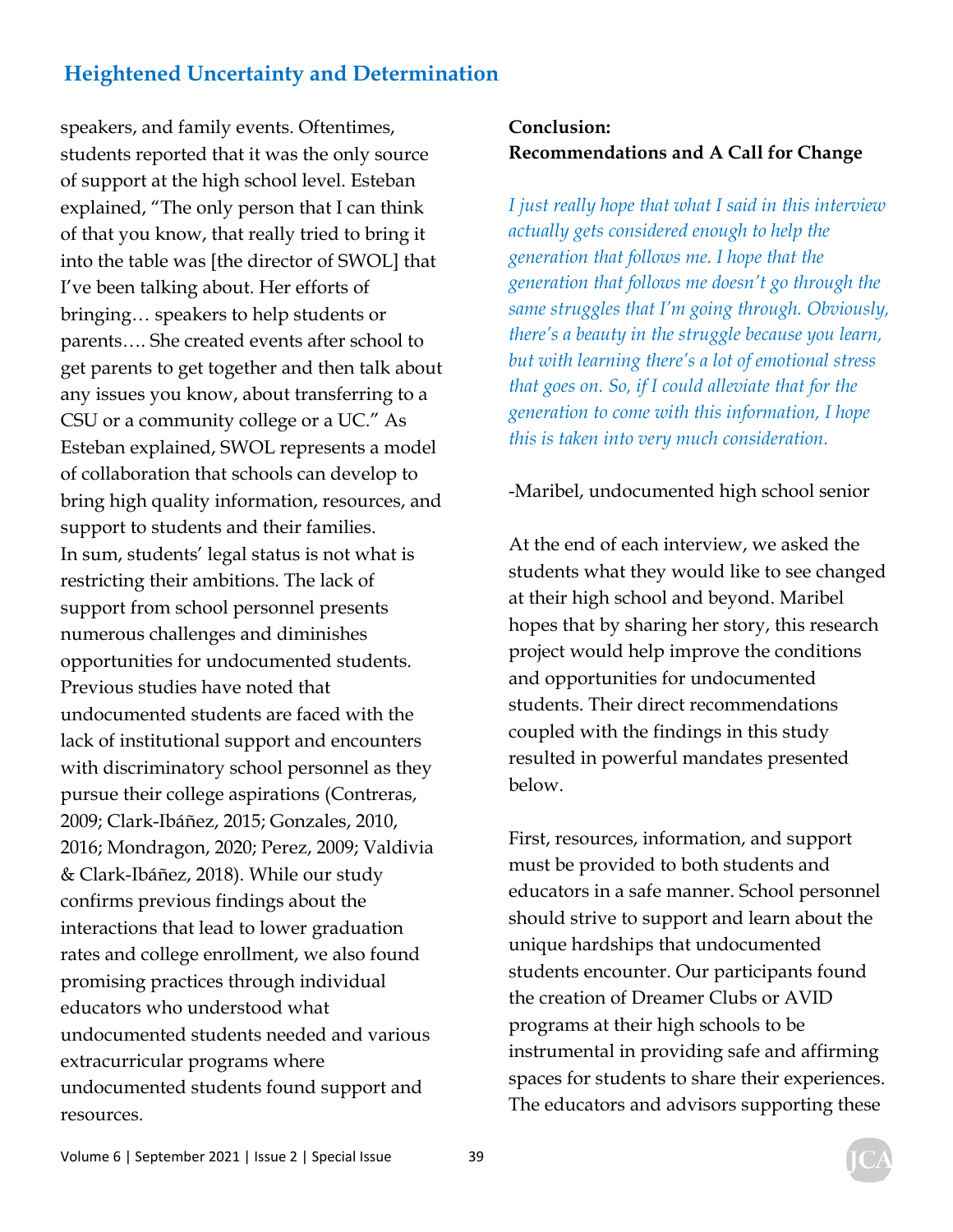speakers, and family events. Oftentimes, students reported that it was the only source of support at the high school level. Esteban explained, "The only person that I can think of that you know, that really tried to bring it into the table was [the director of SWOL] that I've been talking about. Her efforts of bringing… speakers to help students or parents…. She created events after school to get parents to get together and then talk about any issues you know, about transferring to a CSU or a community college or a UC." As Esteban explained, SWOL represents a model of collaboration that schools can develop to bring high quality information, resources, and support to students and their families.

In sum, students' legal status is not what is restricting their ambitions. The lack of support from school personnel presents numerous challenges and diminishes opportunities for undocumented students. Previous studies have noted that undocumented students are faced with the lack of institutional support and encounters with discriminatory school personnel as they pursue their college aspirations (Contreras, 2009; Clark-Ibáñez, 2015; Gonzales, 2010, 2016; Mondragon, 2020; Perez, 2009; Valdivia & Clark-Ibáñez, 2018). While our study confirms previous findings about the interactions that lead to lower graduation rates and college enrollment, we also found promising practices through individual educators who understood what undocumented students needed and various extracurricular programs where undocumented students found support and resources.

**Conclusion:**
**Recommendations and A Call for Change**

*I just really hope that what I said in this interview actually gets considered enough to help the generation that follows me. I hope that the generation that follows me doesn't go through the same struggles that I'm going through. Obviously, there's a beauty in the struggle because you learn, but with learning there's a lot of emotional stress that goes on. So, if I could alleviate that for the generation to come with this information, I hope this is taken into very much consideration.*

-Maribel, undocumented high school senior

At the end of each interview, we asked the students what they would like to see changed at their high school and beyond. Maribel hopes that by sharing her story, this research project would help improve the conditions and opportunities for undocumented students. Their direct recommendations coupled with the findings in this study resulted in powerful mandates presented below.

First, resources, information, and support must be provided to both students and educators in a safe manner. School personnel should strive to support and learn about the unique hardships that undocumented students encounter. Our participants found the creation of Dreamer Clubs or AVID programs at their high schools to be instrumental in providing safe and affirming spaces for students to share their experiences. The educators and advisors supporting these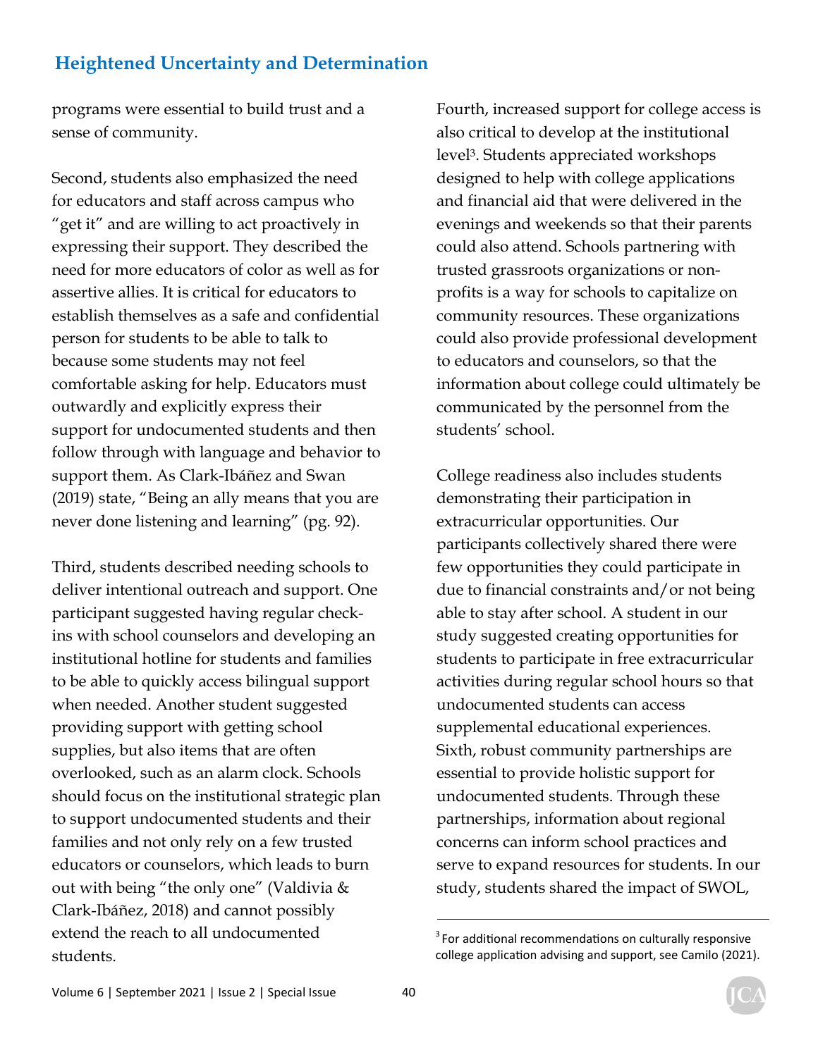programs were essential to build trust and a sense of community.

Second, students also emphasized the need for educators and staff across campus who "get it" and are willing to act proactively in expressing their support. They described the need for more educators of color as well as for assertive allies. It is critical for educators to establish themselves as a safe and confidential person for students to be able to talk to because some students may not feel comfortable asking for help. Educators must outwardly and explicitly express their support for undocumented students and then follow through with language and behavior to support them. As Clark-Ibáñez and Swan (2019) state, "Being an ally means that you are never done listening and learning" (pg. 92).

Third, students described needing schools to deliver intentional outreach and support. One participant suggested having regular check-ins with school counselors and developing an institutional hotline for students and families to be able to quickly access bilingual support when needed. Another student suggested providing support with getting school supplies, but also items that are often overlooked, such as an alarm clock. Schools should focus on the institutional strategic plan to support undocumented students and their families and not only rely on a few trusted educators or counselors, which leads to burn out with being "the only one" (Valdivia & Clark-Ibáñez, 2018) and cannot possibly extend the reach to all undocumented students.

Fourth, increased support for college access is also critical to develop at the institutional level[3]. Students appreciated workshops designed to help with college applications and financial aid that were delivered in the evenings and weekends so that their parents could also attend. Schools partnering with trusted grassroots organizations or non-profits is a way for schools to capitalize on community resources. These organizations could also provide professional development to educators and counselors, so that the information about college could ultimately be communicated by the personnel from the students' school.

College readiness also includes students demonstrating their participation in extracurricular opportunities. Our participants collectively shared there were few opportunities they could participate in due to financial constraints and/or not being able to stay after school. A student in our study suggested creating opportunities for students to participate in free extracurricular activities during regular school hours so that undocumented students can access supplemental educational experiences. Sixth, robust community partnerships are essential to provide holistic support for undocumented students. Through these partnerships, information about regional concerns can inform school practices and serve to expand resources for students. In our study, students shared the impact of SWOL,

[3] For additional recommendations on culturally responsive college application advising and support, see Camilo (2021).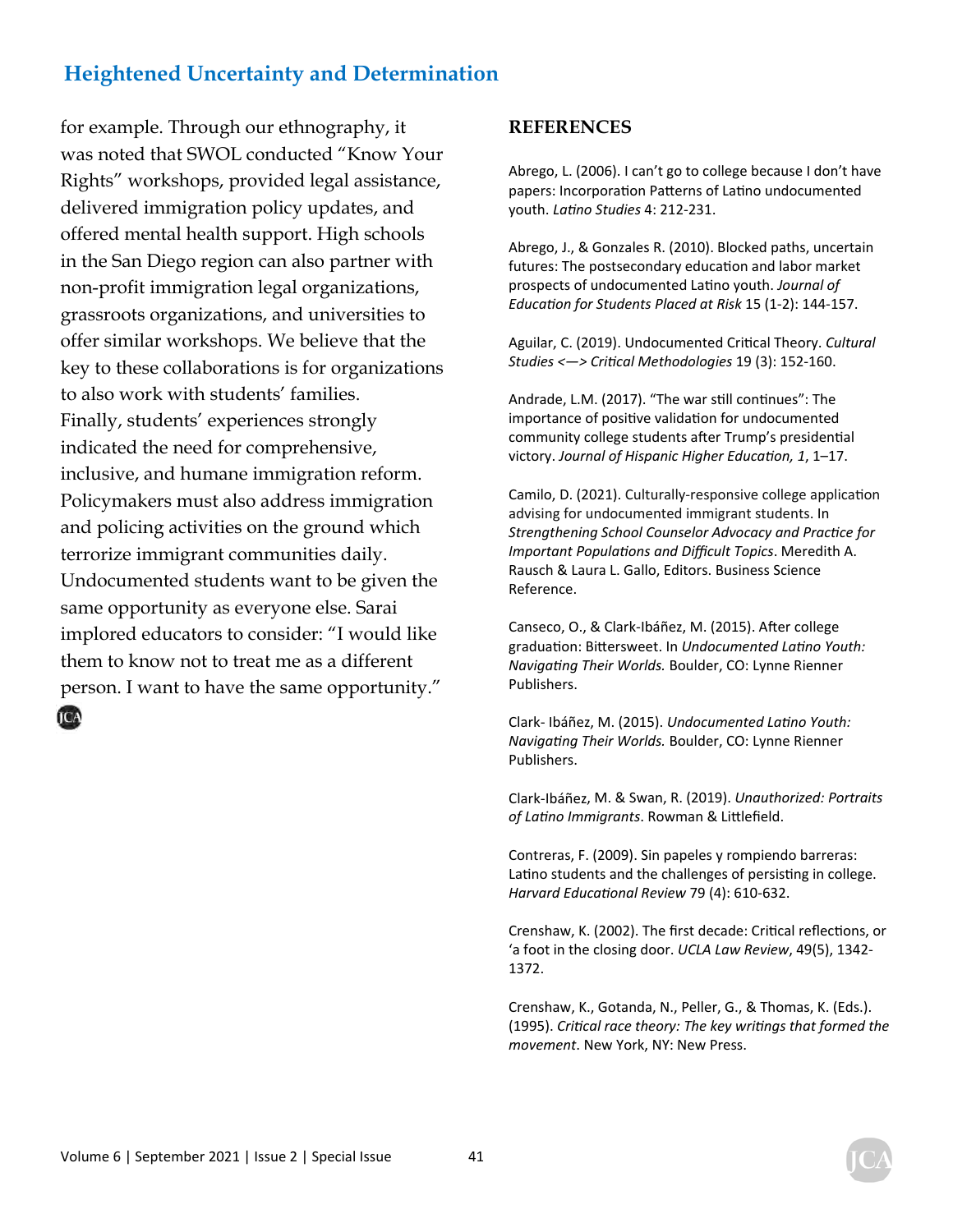for example. Through our ethnography, it was noted that SWOL conducted "Know Your Rights" workshops, provided legal assistance, delivered immigration policy updates, and offered mental health support. High schools in the San Diego region can also partner with non-profit immigration legal organizations, grassroots organizations, and universities to offer similar workshops. We believe that the key to these collaborations is for organizations to also work with students' families.

Finally, students' experiences strongly indicated the need for comprehensive, inclusive, and humane immigration reform. Policymakers must also address immigration and policing activities on the ground which terrorize immigrant communities daily. Undocumented students want to be given the same opportunity as everyone else. Sarai implored educators to consider: "I would like them to know not to treat me as a different person. I want to have the same opportunity."

## REFERENCES

Abrego, L. (2006). I can't go to college because I don't have papers: Incorporation Patterns of Latino undocumented youth. *Latino Studies* 4: 212-231.

Abrego, J., & Gonzales R. (2010). Blocked paths, uncertain futures: The postsecondary education and labor market prospects of undocumented Latino youth. *Journal of Education for Students Placed at Risk* 15 (1-2): 144-157.

Aguilar, C. (2019). Undocumented Critical Theory. *Cultural Studies <—> Critical Methodologies* 19 (3): 152-160.

Andrade, L.M. (2017). "The war still continues": The importance of positive validation for undocumented community college students after Trump's presidential victory. *Journal of Hispanic Higher Education, 1*, 1–17.

Camilo, D. (2021). Culturally-responsive college application advising for undocumented immigrant students. In *Strengthening School Counselor Advocacy and Practice for Important Populations and Difficult Topics*. Meredith A. Rausch & Laura L. Gallo, Editors. Business Science Reference.

Canseco, O., & Clark-Ibáñez, M. (2015). After college graduation: Bittersweet. In *Undocumented Latino Youth: Navigating Their Worlds.* Boulder, CO: Lynne Rienner Publishers.

Clark- Ibáñez, M. (2015). *Undocumented Latino Youth: Navigating Their Worlds.* Boulder, CO: Lynne Rienner Publishers.

Clark-Ibáñez, M. & Swan, R. (2019). *Unauthorized: Portraits of Latino Immigrants*. Rowman & Littlefield.

Contreras, F. (2009). Sin papeles y rompiendo barreras: Latino students and the challenges of persisting in college. *Harvard Educational Review* 79 (4): 610-632.

Crenshaw, K. (2002). The first decade: Critical reflections, or 'a foot in the closing door. *UCLA Law Review*, 49(5), 1342-1372.

Crenshaw, K., Gotanda, N., Peller, G., & Thomas, K. (Eds.). (1995). *Critical race theory: The key writings that formed the movement*. New York, NY: New Press.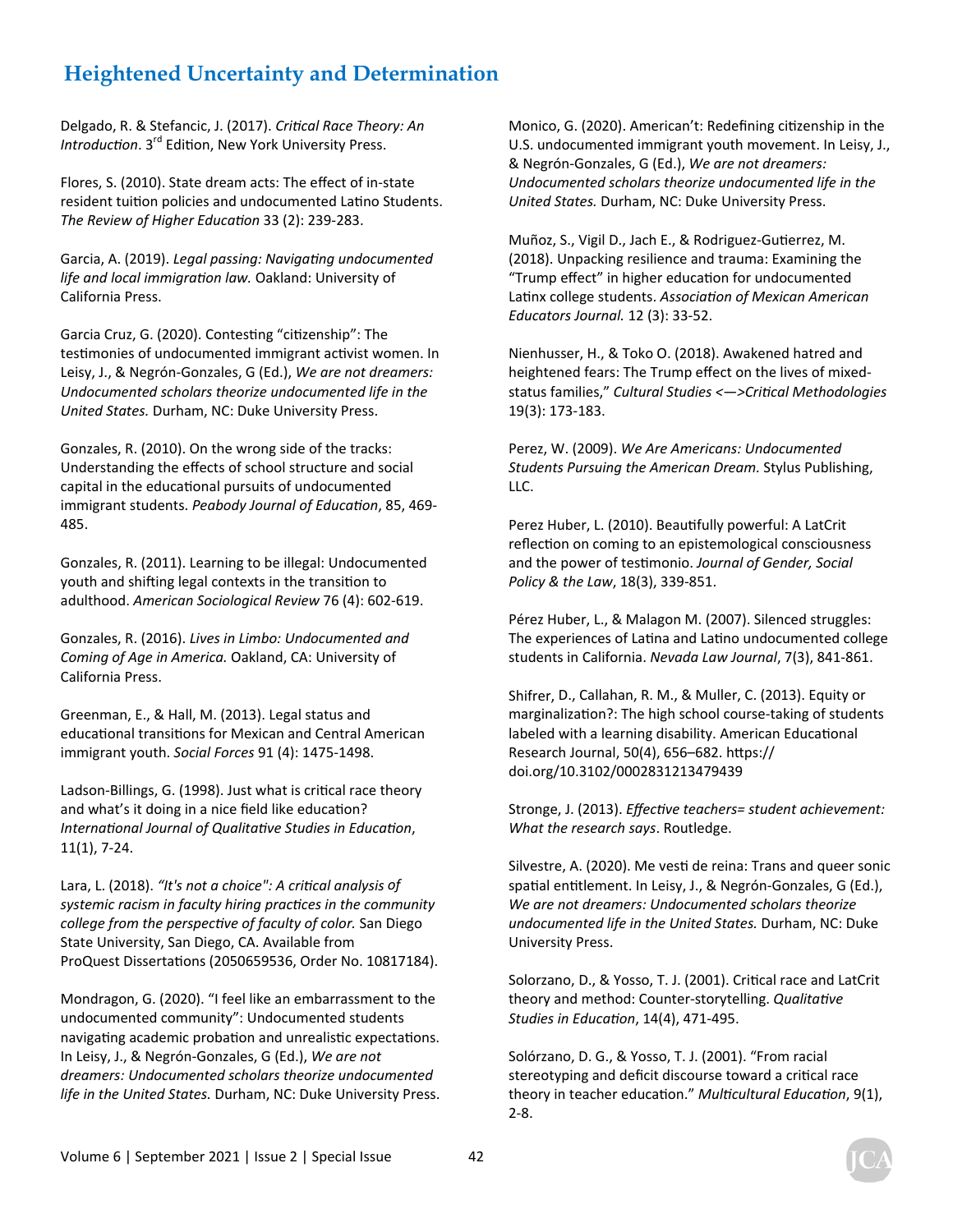Delgado, R. & Stefancic, J. (2017). *Critical Race Theory: An Introduction*. 3rd Edition, New York University Press.

Flores, S. (2010). State dream acts: The effect of in-state resident tuition policies and undocumented Latino Students. *The Review of Higher Education* 33 (2): 239-283.

Garcia, A. (2019). *Legal passing: Navigating undocumented life and local immigration law.* Oakland: University of California Press.

Garcia Cruz, G. (2020). Contesting "citizenship": The testimonies of undocumented immigrant activist women. In Leisy, J., & Negrón-Gonzales, G (Ed.), *We are not dreamers: Undocumented scholars theorize undocumented life in the United States.* Durham, NC: Duke University Press.

Gonzales, R. (2010). On the wrong side of the tracks: Understanding the effects of school structure and social capital in the educational pursuits of undocumented immigrant students. *Peabody Journal of Education*, 85, 469-485.

Gonzales, R. (2011). Learning to be illegal: Undocumented youth and shifting legal contexts in the transition to adulthood. *American Sociological Review* 76 (4): 602-619.

Gonzales, R. (2016). *Lives in Limbo: Undocumented and Coming of Age in America.* Oakland, CA: University of California Press.

Greenman, E., & Hall, M. (2013). Legal status and educational transitions for Mexican and Central American immigrant youth. *Social Forces* 91 (4): 1475-1498.

Ladson-Billings, G. (1998). Just what is critical race theory and what's it doing in a nice field like education? *International Journal of Qualitative Studies in Education*, 11(1), 7-24.

Lara, L. (2018). *"It's not a choice": A critical analysis of systemic racism in faculty hiring practices in the community college from the perspective of faculty of color.* San Diego State University, San Diego, CA. Available from ProQuest Dissertations (2050659536, Order No. 10817184).

Mondragon, G. (2020). "I feel like an embarrassment to the undocumented community": Undocumented students navigating academic probation and unrealistic expectations. In Leisy, J., & Negrón-Gonzales, G (Ed.), *We are not dreamers: Undocumented scholars theorize undocumented life in the United States.* Durham, NC: Duke University Press.

Monico, G. (2020). American't: Redefining citizenship in the U.S. undocumented immigrant youth movement. In Leisy, J., & Negrón-Gonzales, G (Ed.), *We are not dreamers: Undocumented scholars theorize undocumented life in the United States.* Durham, NC: Duke University Press.

Muñoz, S., Vigil D., Jach E., & Rodriguez-Gutierrez, M. (2018). Unpacking resilience and trauma: Examining the "Trump effect" in higher education for undocumented Latinx college students. *Association of Mexican American Educators Journal.* 12 (3): 33-52.

Nienhusser, H., & Toko O. (2018). Awakened hatred and heightened fears: The Trump effect on the lives of mixed-status families," *Cultural Studies <—>Critical Methodologies* 19(3): 173-183.

Perez, W. (2009). *We Are Americans: Undocumented Students Pursuing the American Dream.* Stylus Publishing, LLC.

Perez Huber, L. (2010). Beautifully powerful: A LatCrit reflection on coming to an epistemological consciousness and the power of testimonio. *Journal of Gender, Social Policy & the Law*, 18(3), 339-851.

Pérez Huber, L., & Malagon M. (2007). Silenced struggles: The experiences of Latina and Latino undocumented college students in California. *Nevada Law Journal*, 7(3), 841-861.

Shifrer, D., Callahan, R. M., & Muller, C. (2013). Equity or marginalization?: The high school course-taking of students labeled with a learning disability. American Educational Research Journal, 50(4), 656–682. https://doi.org/10.3102/0002831213479439

Stronge, J. (2013). *Effective teachers= student achievement: What the research says*. Routledge.

Silvestre, A. (2020). Me vesti de reina: Trans and queer sonic spatial entitlement. In Leisy, J., & Negrón-Gonzales, G (Ed.), *We are not dreamers: Undocumented scholars theorize undocumented life in the United States.* Durham, NC: Duke University Press.

Solorzano, D., & Yosso, T. J. (2001). Critical race and LatCrit theory and method: Counter-storytelling. *Qualitative Studies in Education*, 14(4), 471-495.

Solórzano, D. G., & Yosso, T. J. (2001). "From racial stereotyping and deficit discourse toward a critical race theory in teacher education." *Multicultural Education*, 9(1), 2-8.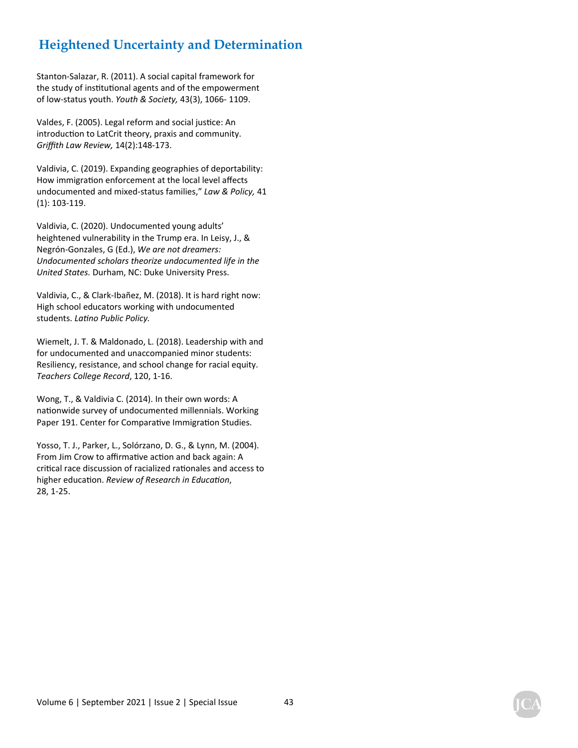Stanton-Salazar, R. (2011). A social capital framework for the study of institutional agents and of the empowerment of low-status youth. *Youth & Society,* 43(3), 1066- 1109.

Valdes, F. (2005). Legal reform and social justice: An introduction to LatCrit theory, praxis and community. *Griffith Law Review,* 14(2):148-173.

Valdivia, C. (2019). Expanding geographies of deportability: How immigration enforcement at the local level affects undocumented and mixed-status families," *Law & Policy,* 41 (1): 103-119.

Valdivia, C. (2020). Undocumented young adults' heightened vulnerability in the Trump era. In Leisy, J., & Negrón-Gonzales, G (Ed.), *We are not dreamers: Undocumented scholars theorize undocumented life in the United States.* Durham, NC: Duke University Press.

Valdivia, C., & Clark-Ibañez, M. (2018). It is hard right now: High school educators working with undocumented students. *Latino Public Policy.*

Wiemelt, J. T. & Maldonado, L. (2018). Leadership with and for undocumented and unaccompanied minor students: Resiliency, resistance, and school change for racial equity. *Teachers College Record*, 120, 1-16.

Wong, T., & Valdivia C. (2014). In their own words: A nationwide survey of undocumented millennials. Working Paper 191. Center for Comparative Immigration Studies.

Yosso, T. J., Parker, L., Solórzano, D. G., & Lynn, M. (2004). From Jim Crow to affirmative action and back again: A critical race discussion of racialized rationales and access to higher education. *Review of Research in Education*, 28, 1-25.